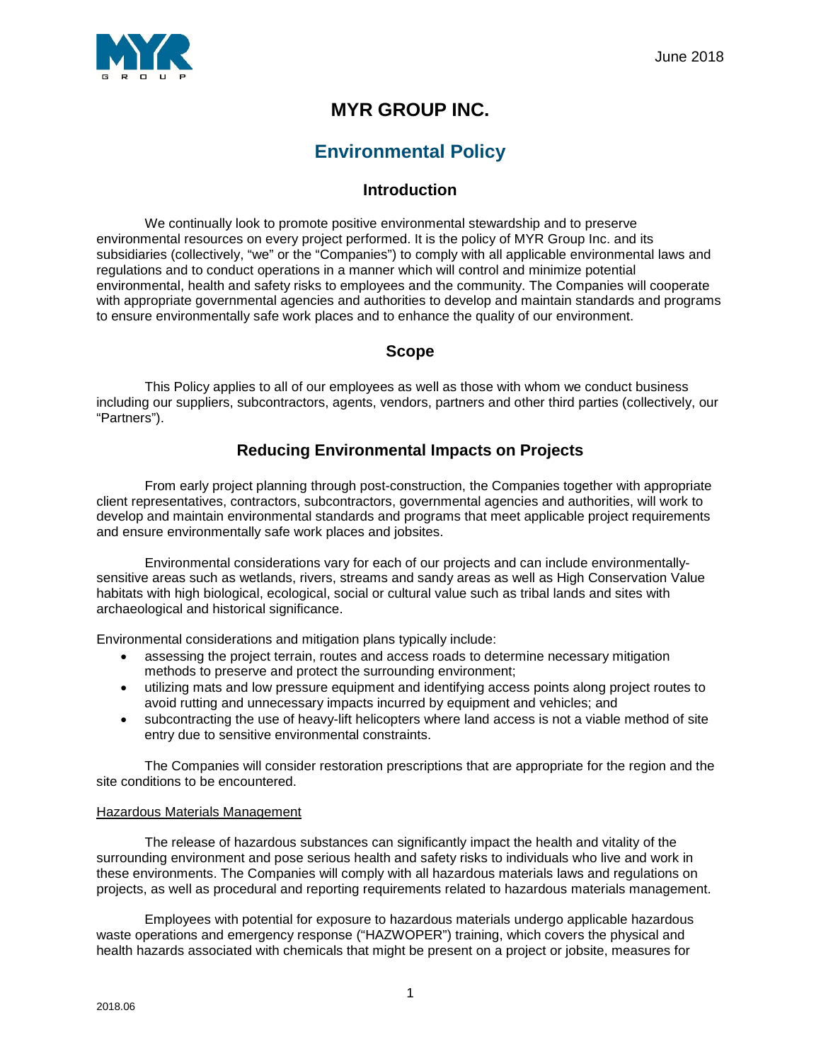June 2018

# MYR GROUP INC.

## Environmental Policy

### Introduction

We continually look to promote positive environmental stewardship and to preserve environmental resources on every project performed. It is the policy of MYR Group Inc. and its subsidiaries (collectively, "we" or the "Companies") to comply with all applicable environmental laws and regulations and to conduct operations in a manner which will control and minimize potential environmental, health and safety risks to employees and the community. The Companies will cooperate with appropriate governmental agencies and authorities to develop and maintain standards and programs to ensure environmentally safe work places and to enhance the quality of our environment.

### Scope

This Policy applies to all of our employees as well as those with whom we conduct business including our suppliers, subcontractors, agents, vendors, partners and other third parties (collectively, our "Partners").

### Reducing Environmental Impacts on Projects

From early project planning through post-construction, the Companies together with appropriate client representatives, contractors, subcontractors, governmental agencies and authorities, will work to develop and maintain environmental standards and programs that meet applicable project requirements and ensure environmentally safe work places and jobsites.

Environmental considerations vary for each of our projects and can include environmentally-sensitive areas such as wetlands, rivers, streams and sandy areas as well as High Conservation Value habitats with high biological, ecological, social or cultural value such as tribal lands and sites with archaeological and historical significance.

Environmental considerations and mitigation plans typically include:

- assessing the project terrain, routes and access roads to determine necessary mitigation methods to preserve and protect the surrounding environment;
- utilizing mats and low pressure equipment and identifying access points along project routes to avoid rutting and unnecessary impacts incurred by equipment and vehicles; and
- subcontracting the use of heavy-lift helicopters where land access is not a viable method of site entry due to sensitive environmental constraints.

The Companies will consider restoration prescriptions that are appropriate for the region and the site conditions to be encountered.

<u>Hazardous Materials Management</u>

The release of hazardous substances can significantly impact the health and vitality of the surrounding environment and pose serious health and safety risks to individuals who live and work in these environments. The Companies will comply with all hazardous materials laws and regulations on projects, as well as procedural and reporting requirements related to hazardous materials management.

Employees with potential for exposure to hazardous materials undergo applicable hazardous waste operations and emergency response ("HAZWOPER") training, which covers the physical and health hazards associated with chemicals that might be present on a project or jobsite, measures for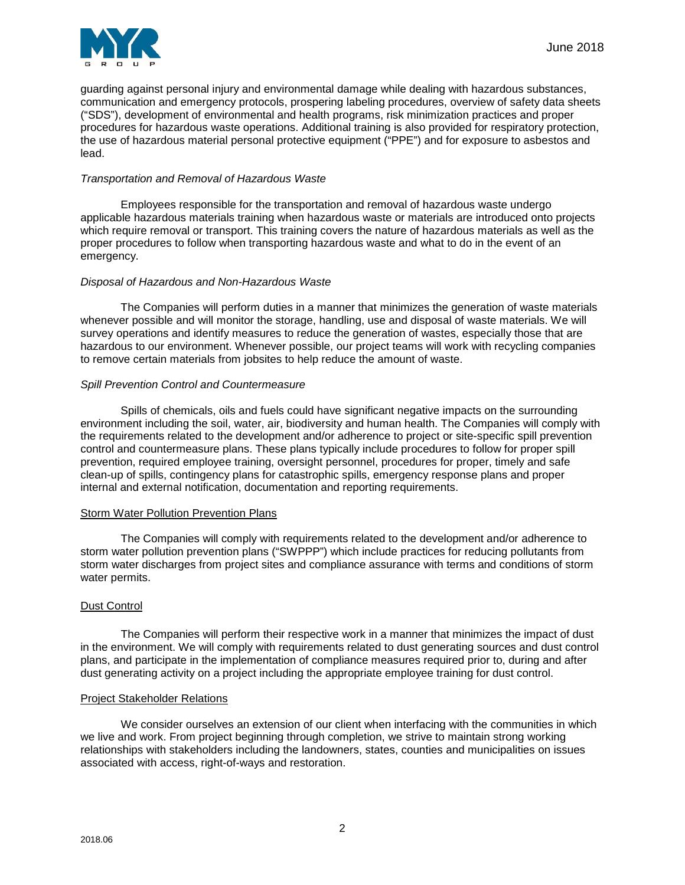guarding against personal injury and environmental damage while dealing with hazardous substances, communication and emergency protocols, prospering labeling procedures, overview of safety data sheets ("SDS"), development of environmental and health programs, risk minimization practices and proper procedures for hazardous waste operations. Additional training is also provided for respiratory protection, the use of hazardous material personal protective equipment ("PPE") and for exposure to asbestos and lead.

*Transportation and Removal of Hazardous Waste*

Employees responsible for the transportation and removal of hazardous waste undergo applicable hazardous materials training when hazardous waste or materials are introduced onto projects which require removal or transport. This training covers the nature of hazardous materials as well as the proper procedures to follow when transporting hazardous waste and what to do in the event of an emergency.

*Disposal of Hazardous and Non-Hazardous Waste*

The Companies will perform duties in a manner that minimizes the generation of waste materials whenever possible and will monitor the storage, handling, use and disposal of waste materials. We will survey operations and identify measures to reduce the generation of wastes, especially those that are hazardous to our environment. Whenever possible, our project teams will work with recycling companies to remove certain materials from jobsites to help reduce the amount of waste.

*Spill Prevention Control and Countermeasure*

Spills of chemicals, oils and fuels could have significant negative impacts on the surrounding environment including the soil, water, air, biodiversity and human health. The Companies will comply with the requirements related to the development and/or adherence to project or site-specific spill prevention control and countermeasure plans. These plans typically include procedures to follow for proper spill prevention, required employee training, oversight personnel, procedures for proper, timely and safe clean-up of spills, contingency plans for catastrophic spills, emergency response plans and proper internal and external notification, documentation and reporting requirements.

<u>Storm Water Pollution Prevention Plans</u>

The Companies will comply with requirements related to the development and/or adherence to storm water pollution prevention plans ("SWPPP") which include practices for reducing pollutants from storm water discharges from project sites and compliance assurance with terms and conditions of storm water permits.

<u>Dust Control</u>

The Companies will perform their respective work in a manner that minimizes the impact of dust in the environment. We will comply with requirements related to dust generating sources and dust control plans, and participate in the implementation of compliance measures required prior to, during and after dust generating activity on a project including the appropriate employee training for dust control.

<u>Project Stakeholder Relations</u>

We consider ourselves an extension of our client when interfacing with the communities in which we live and work. From project beginning through completion, we strive to maintain strong working relationships with stakeholders including the landowners, states, counties and municipalities on issues associated with access, right-of-ways and restoration.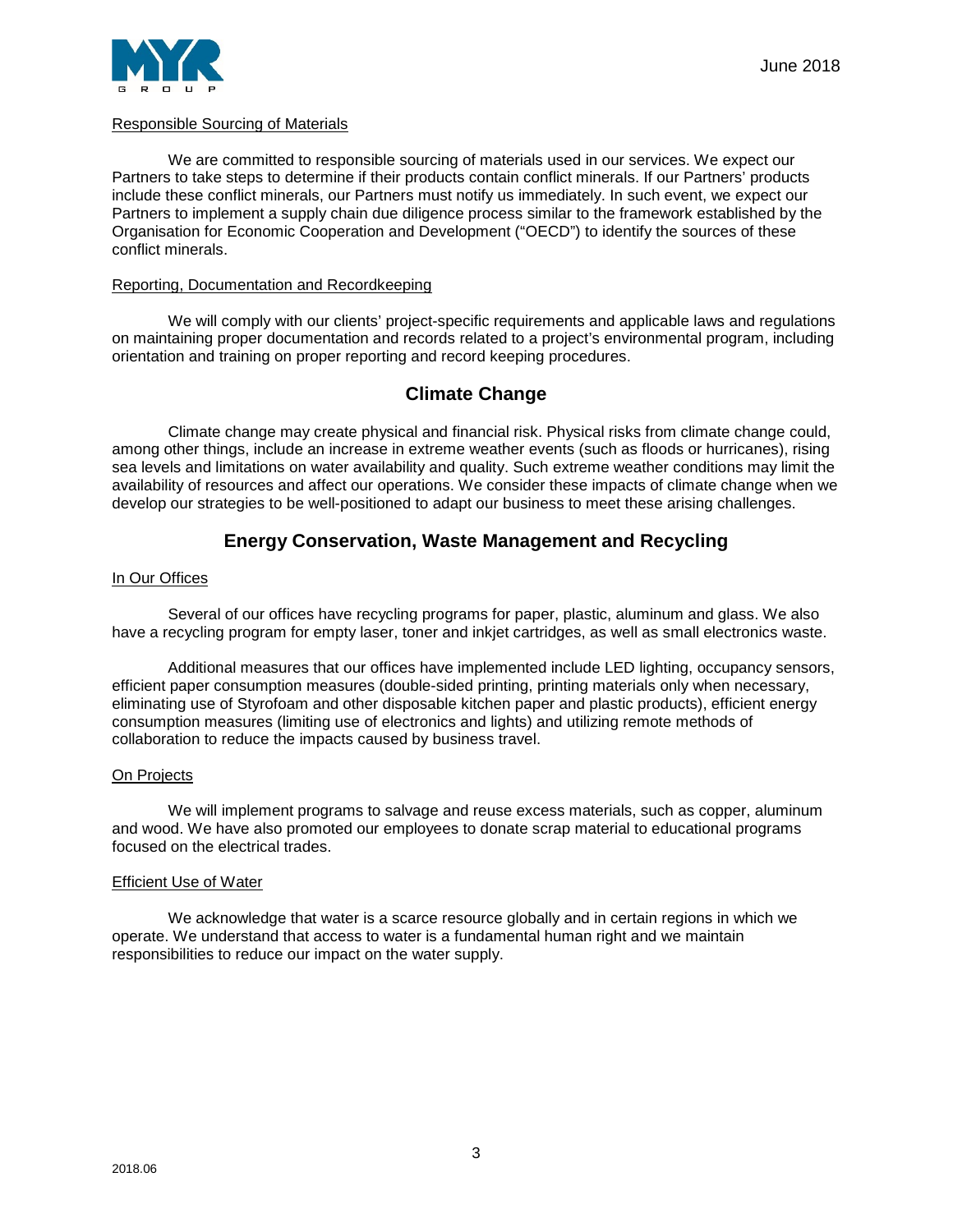#### Responsible Sourcing of Materials

We are committed to responsible sourcing of materials used in our services. We expect our Partners to take steps to determine if their products contain conflict minerals. If our Partners' products include these conflict minerals, our Partners must notify us immediately. In such event, we expect our Partners to implement a supply chain due diligence process similar to the framework established by the Organisation for Economic Cooperation and Development ("OECD") to identify the sources of these conflict minerals.

#### Reporting, Documentation and Recordkeeping

We will comply with our clients' project-specific requirements and applicable laws and regulations on maintaining proper documentation and records related to a project's environmental program, including orientation and training on proper reporting and record keeping procedures.

## Climate Change

Climate change may create physical and financial risk. Physical risks from climate change could, among other things, include an increase in extreme weather events (such as floods or hurricanes), rising sea levels and limitations on water availability and quality. Such extreme weather conditions may limit the availability of resources and affect our operations. We consider these impacts of climate change when we develop our strategies to be well-positioned to adapt our business to meet these arising challenges.

## Energy Conservation, Waste Management and Recycling

#### In Our Offices

Several of our offices have recycling programs for paper, plastic, aluminum and glass. We also have a recycling program for empty laser, toner and inkjet cartridges, as well as small electronics waste.

Additional measures that our offices have implemented include LED lighting, occupancy sensors, efficient paper consumption measures (double-sided printing, printing materials only when necessary, eliminating use of Styrofoam and other disposable kitchen paper and plastic products), efficient energy consumption measures (limiting use of electronics and lights) and utilizing remote methods of collaboration to reduce the impacts caused by business travel.

#### On Projects

We will implement programs to salvage and reuse excess materials, such as copper, aluminum and wood. We have also promoted our employees to donate scrap material to educational programs focused on the electrical trades.

#### Efficient Use of Water

We acknowledge that water is a scarce resource globally and in certain regions in which we operate. We understand that access to water is a fundamental human right and we maintain responsibilities to reduce our impact on the water supply.